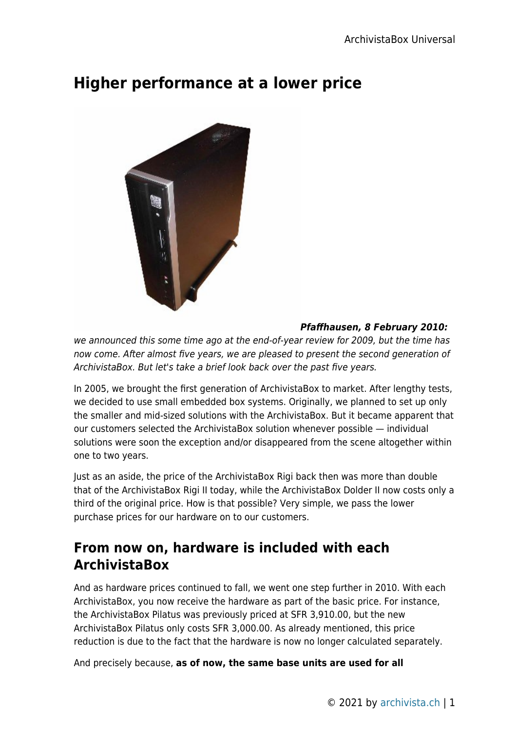# Higher performance at a lower price

***Pfaffhausen, 8 February 2010:*** *we announced this some time ago at the end-of-year review for 2009, but the time has now come. After almost five years, we are pleased to present the second generation of ArchivistaBox. But let's take a brief look back over the past five years.*

In 2005, we brought the first generation of ArchivistaBox to market. After lengthy tests, we decided to use small embedded box systems. Originally, we planned to set up only the smaller and mid-sized solutions with the ArchivistaBox. But it became apparent that our customers selected the ArchivistaBox solution whenever possible — individual solutions were soon the exception and/or disappeared from the scene altogether within one to two years.

Just as an aside, the price of the ArchivistaBox Rigi back then was more than double that of the ArchivistaBox Rigi II today, while the ArchivistaBox Dolder II now costs only a third of the original price. How is that possible? Very simple, we pass the lower purchase prices for our hardware on to our customers.

## From now on, hardware is included with each ArchivistaBox

And as hardware prices continued to fall, we went one step further in 2010. With each ArchivistaBox, you now receive the hardware as part of the basic price. For instance, the ArchivistaBox Pilatus was previously priced at SFR 3,910.00, but the new ArchivistaBox Pilatus only costs SFR 3,000.00. As already mentioned, this price reduction is due to the fact that the hardware is now no longer calculated separately.

And precisely because, **as of now, the same base units are used for all**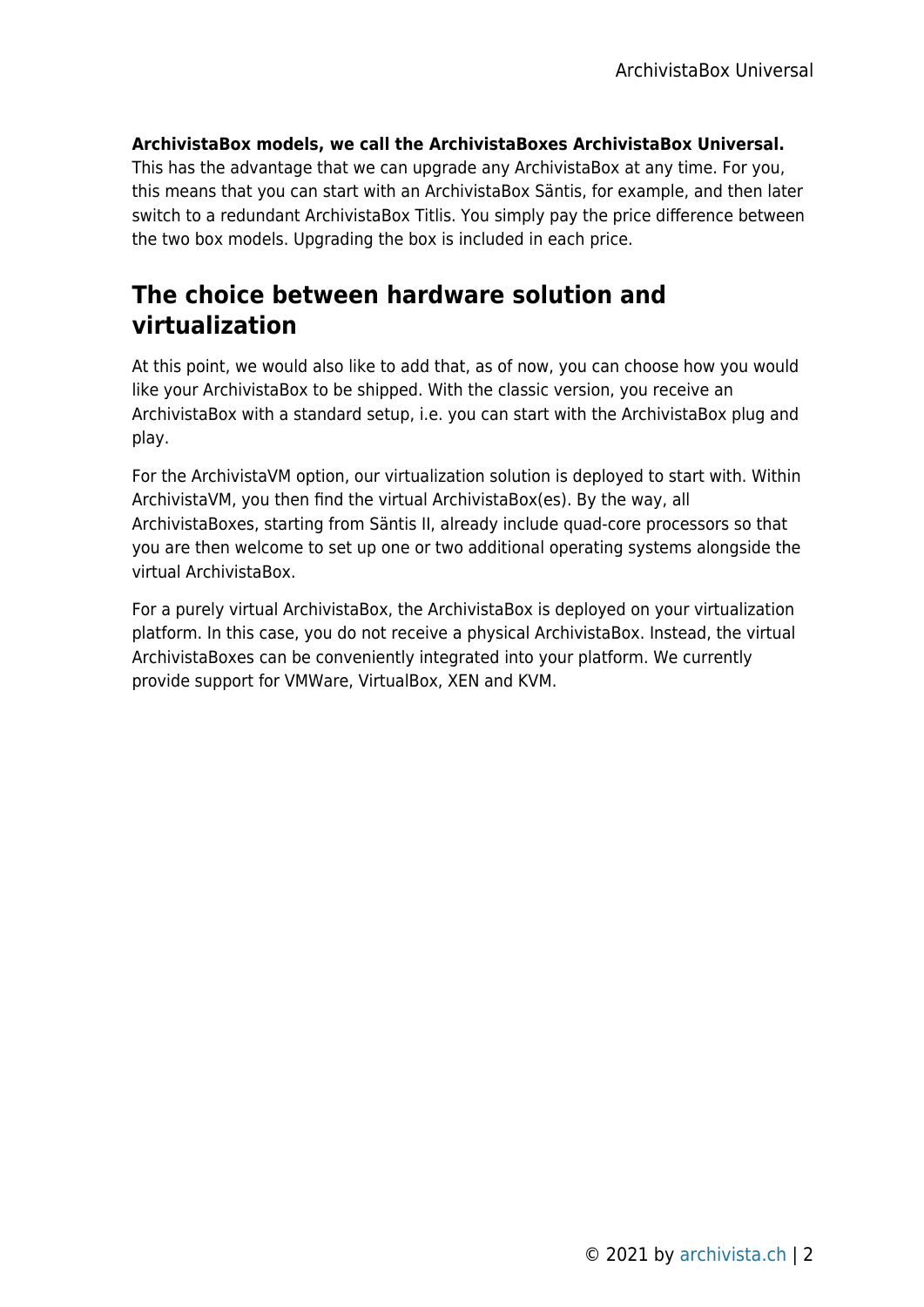**ArchivistaBox models, we call the ArchivistaBoxes ArchivistaBox Universal.** This has the advantage that we can upgrade any ArchivistaBox at any time. For you, this means that you can start with an ArchivistaBox Säntis, for example, and then later switch to a redundant ArchivistaBox Titlis. You simply pay the price difference between the two box models. Upgrading the box is included in each price.

## The choice between hardware solution and virtualization

At this point, we would also like to add that, as of now, you can choose how you would like your ArchivistaBox to be shipped. With the classic version, you receive an ArchivistaBox with a standard setup, i.e. you can start with the ArchivistaBox plug and play.

For the ArchivistaVM option, our virtualization solution is deployed to start with. Within ArchivistaVM, you then find the virtual ArchivistaBox(es). By the way, all ArchivistaBoxes, starting from Säntis II, already include quad-core processors so that you are then welcome to set up one or two additional operating systems alongside the virtual ArchivistaBox.

For a purely virtual ArchivistaBox, the ArchivistaBox is deployed on your virtualization platform. In this case, you do not receive a physical ArchivistaBox. Instead, the virtual ArchivistaBoxes can be conveniently integrated into your platform. We currently provide support for VMWare, VirtualBox, XEN and KVM.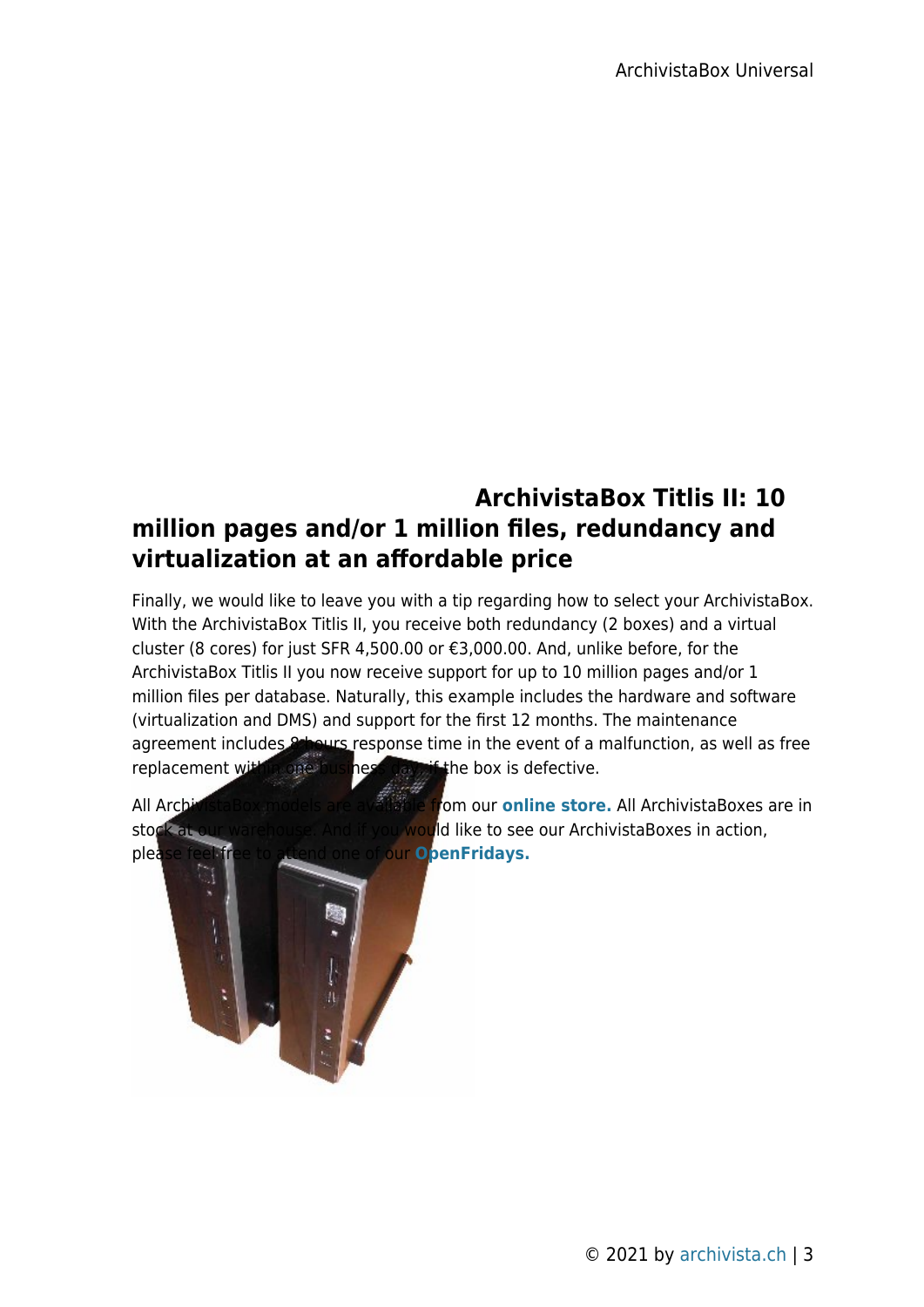## ArchivistaBox Titlis II: 10 million pages and/or 1 million files, redundancy and virtualization at an affordable price

Finally, we would like to leave you with a tip regarding how to select your ArchivistaBox. With the ArchivistaBox Titlis II, you receive both redundancy (2 boxes) and a virtual cluster (8 cores) for just SFR 4,500.00 or €3,000.00. And, unlike before, for the ArchivistaBox Titlis II you now receive support for up to 10 million pages and/or 1 million files per database. Naturally, this example includes the hardware and software (virtualization and DMS) and support for the first 12 months. The maintenance agreement includes 8 hours response time in the event of a malfunction, as well as free replacement within one business day if the box is defective.

All ArchivistaBox models are available from our **online store.** All ArchivistaBoxes are in stock at our warehouse. And if you would like to see our ArchivistaBoxes in action, please feel free to attend one of our **OpenFridays.**